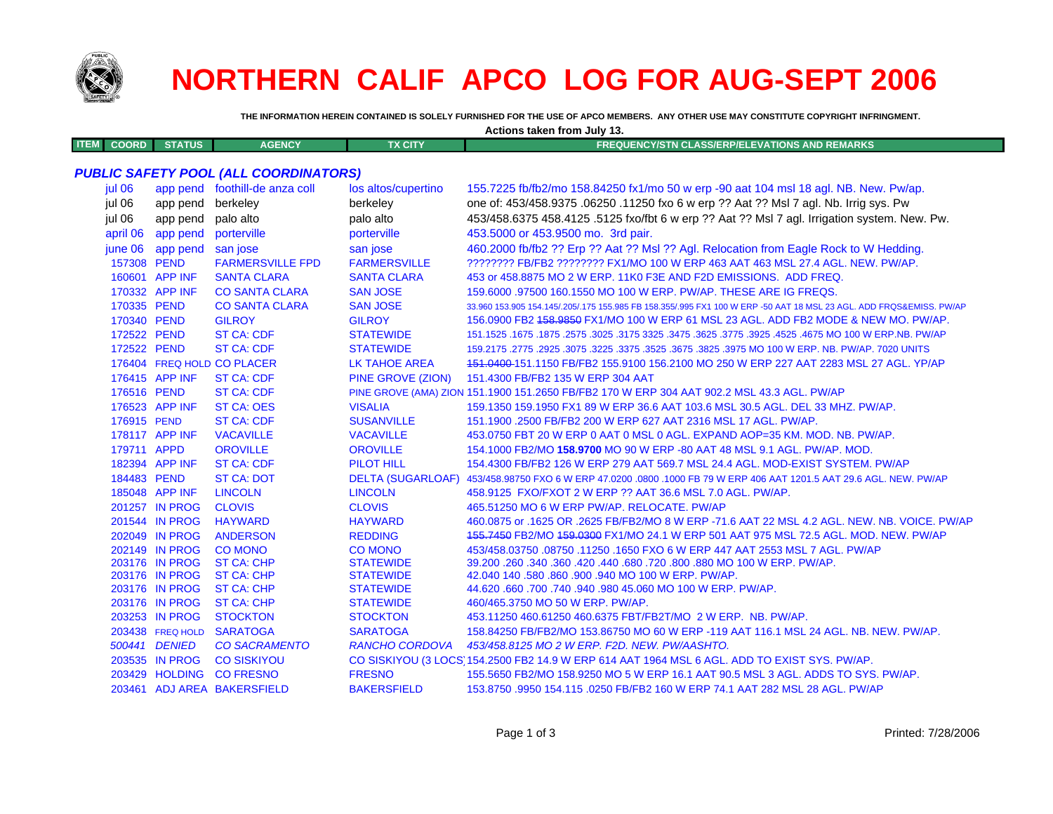# NORTHERN CALIF APCO LOG FOR AUG-SEPT 2006

**THE INFORMATION HEREIN CONTAINED IS SOLELY FURNISHED FOR THE USE OF APCO MEMBERS. ANY OTHER USE MAY CONSTITUTE COPYRIGHT INFRINGMENT.**

**Actions taken from July 13.**

***PUBLIC SAFETY POOL (ALL COORDINATORS)***

| ITEM | COORD | STATUS | AGENCY | TX CITY | FREQUENCY/STN CLASS/ERP/ELEVATIONS AND REMARKS |
|---|---|---|---|---|---|
| | jul 06 | app pend | foothill-de anza coll | los altos/cupertino | 155.7225 fb/fb2/mo 158.84250 fx1/mo 50 w erp -90 aat 104 msl 18 agl. NB. New. Pw/ap. |
| | jul 06 | app pend | berkeley | berkeley | one of: 453/458.9375 .06250 .11250 fxo 6 w erp ?? Aat ?? Msl 7 agl. Nb. Irrig sys. Pw |
| | jul 06 | app pend | palo alto | palo alto | 453/458.6375 458.4125 .5125 fxo/fbt 6 w erp ?? Aat ?? Msl 7 agl. Irrigation system. New. Pw. |
| | april 06 | app pend | porterville | porterville | 453.5000 or 453.9500 mo. 3rd pair. |
| | june 06 | app pend | san jose | san jose | 460.2000 fb/fb2 ?? Erp ?? Aat ?? Msl ?? Agl. Relocation from Eagle Rock to W Hedding. |
| | 157308 | PEND | FARMERSVILLE FPD | FARMERSVILLE | ???????? FB/FB2 ???????? FX1/MO 100 W ERP 463 AAT 463 MSL 27.4 AGL. NEW. PW/AP. |
| | 160601 | APP INF | SANTA CLARA | SANTA CLARA | 453 or 458.8875 MO 2 W ERP. 11K0 F3E AND F2D EMISSIONS. ADD FREQ. |
| | 170332 | APP INF | CO SANTA CLARA | SAN JOSE | 159.6000 .97500 160.1550 MO 100 W ERP. PW/AP. THESE ARE IG FREQS. |
| | 170335 | PEND | CO SANTA CLARA | SAN JOSE | 33.960 153.905 154.145/.205/.175 155.985 FB 158.355/.995 FX1 100 W ERP -50 AAT 18 MSL 23 AGL. ADD FRQS&EMISS. PW/AP |
| | 170340 | PEND | GILROY | GILROY | 156.0900 FB2 ~~158.9850~~ FX1/MO 100 W ERP 61 MSL 23 AGL. ADD FB2 MODE & NEW MO. PW/AP. |
| | 172522 | PEND | ST CA: CDF | STATEWIDE | 151.1525 .1675 .1875 .2575 .3025 .3175 3325 .3475 .3625 .3775 .3925 .4525 .4675 MO 100 W ERP.NB. PW/AP |
| | 172522 | PEND | ST CA: CDF | STATEWIDE | 159.2175 .2775 .2925 .3075 .3225 .3375 .3525 .3675 .3825 .3975 MO 100 W ERP. NB. PW/AP. 7020 UNITS |
| | 176404 | FREQ HOLD | CO PLACER | LK TAHOE AREA | ~~151.0400~~ 151.1150 FB/FB2 155.9100 156.2100 MO 250 W ERP 227 AAT 2283 MSL 27 AGL. YP/AP |
| | 176415 | APP INF | ST CA: CDF | PINE GROVE (ZION) | 151.4300 FB/FB2 135 W ERP 304 AAT |
| | 176516 | PEND | ST CA: CDF | PINE GROVE (AMA) ZION | 151.1900 151.2650 FB/FB2 170 W ERP 304 AAT 902.2 MSL 43.3 AGL. PW/AP |
| | 176523 | APP INF | ST CA: OES | VISALIA | 159.1350 159.1950 FX1 89 W ERP 36.6 AAT 103.6 MSL 30.5 AGL. DEL 33 MHZ. PW/AP. |
| | 176915 | PEND | ST CA: CDF | SUSANVILLE | 151.1900 .2500 FB/FB2 200 W ERP 627 AAT 2316 MSL 17 AGL. PW/AP. |
| | 178117 | APP INF | VACAVILLE | VACAVILLE | 453.0750 FBT 20 W ERP 0 AAT 0 MSL 0 AGL. EXPAND AOP=35 KM. MOD. NB. PW/AP. |
| | 179711 | APPD | OROVILLE | OROVILLE | 154.1000 FB2/MO **158.9700** MO 90 W ERP -80 AAT 48 MSL 9.1 AGL. PW/AP. MOD. |
| | 182394 | APP INF | ST CA: CDF | PILOT HILL | 154.4300 FB/FB2 126 W ERP 279 AAT 569.7 MSL 24.4 AGL. MOD-EXIST SYSTEM. PW/AP |
| | 184483 | PEND | ST CA: DOT | DELTA (SUGARLOAF) | 453/458.98750 FXO 6 W ERP 47.0200 .0800 .1000 FB 79 W ERP 406 AAT 1201.5 AAT 29.6 AGL. NEW. PW/AP |
| | 185048 | APP INF | LINCOLN | LINCOLN | 458.9125 FXO/FXOT 2 W ERP ?? AAT 36.6 MSL 7.0 AGL. PW/AP. |
| | 201257 | IN PROG | CLOVIS | CLOVIS | 465.51250 MO 6 W ERP PW/AP. RELOCATE. PW/AP |
| | 201544 | IN PROG | HAYWARD | HAYWARD | 460.0875 or .1625 OR .2625 FB/FB2/MO 8 W ERP -71.6 AAT 22 MSL 4.2 AGL. NEW. NB. VOICE. PW/AP |
| | 202049 | IN PROG | ANDERSON | REDDING | ~~155.7450~~ FB2/MO ~~159.0300~~ FX1/MO 24.1 W ERP 501 AAT 975 MSL 72.5 AGL. MOD. NEW. PW/AP |
| | 202149 | IN PROG | CO MONO | CO MONO | 453/458.03750 .08750 .11250 .1650 FXO 6 W ERP 447 AAT 2553 MSL 7 AGL. PW/AP |
| | 203176 | IN PROG | ST CA: CHP | STATEWIDE | 39.200 .260 .340 .360 .420 .440 .680 .720 .800 .880 MO 100 W ERP. PW/AP. |
| | 203176 | IN PROG | ST CA: CHP | STATEWIDE | 42.040 140 .580 .860 .900 .940 MO 100 W ERP. PW/AP. |
| | 203176 | IN PROG | ST CA: CHP | STATEWIDE | 44.620 .660 .700 .740 .940 .980 45.060 MO 100 W ERP. PW/AP. |
| | 203176 | IN PROG | ST CA: CHP | STATEWIDE | 460/465.3750 MO 50 W ERP. PW/AP. |
| | 203253 | IN PROG | STOCKTON | STOCKTON | 453.11250 460.61250 460.6375 FBT/FB2T/MO 2 W ERP. NB. PW/AP. |
| | 203438 | FREQ HOLD | SARATOGA | SARATOGA | 158.84250 FB/FB2/MO 153.86750 MO 60 W ERP -119 AAT 116.1 MSL 24 AGL. NB. NEW. PW/AP. |
| | *500441* | *DENIED* | *CO SACRAMENTO* | *RANCHO CORDOVA* | *453/458.8125 MO 2 W ERP. F2D. NEW. PW/AASHTO.* |
| | 203535 | IN PROG | CO SISKIYOU | CO SISKIYOU (3 LOCS) | 154.2500 FB2 14.9 W ERP 614 AAT 1964 MSL 6 AGL. ADD TO EXIST SYS. PW/AP. |
| | 203429 | HOLDING | CO FRESNO | FRESNO | 155.5650 FB2/MO 158.9250 MO 5 W ERP 16.1 AAT 90.5 MSL 3 AGL. ADDS TO SYS. PW/AP. |
| | 203461 | ADJ AREA | BAKERSFIELD | BAKERSFIELD | 153.8750 .9950 154.115 .0250 FB/FB2 160 W ERP 74.1 AAT 282 MSL 28 AGL. PW/AP |

Printed: 7/28/2006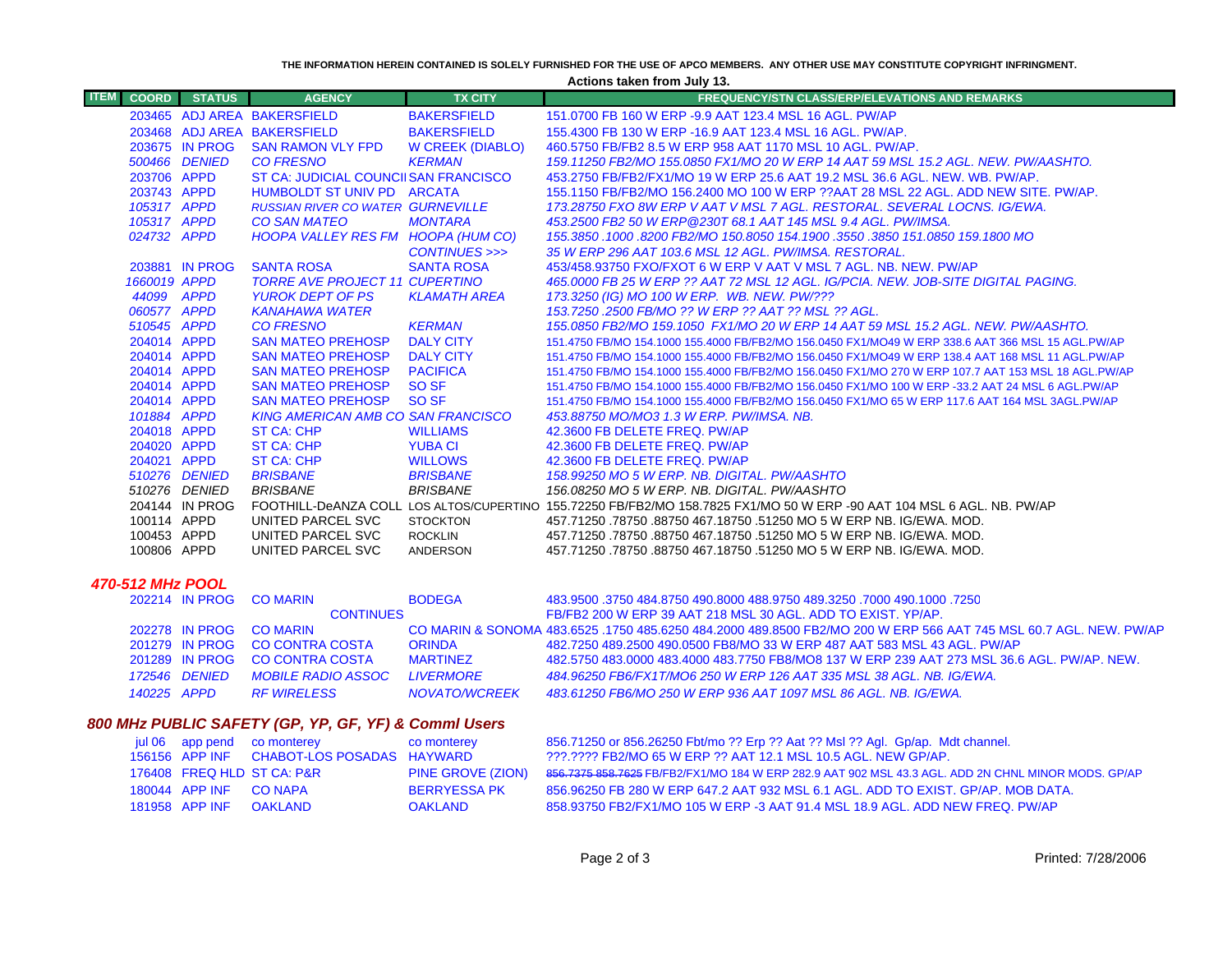THE INFORMATION HEREIN CONTAINED IS SOLELY FURNISHED FOR THE USE OF APCO MEMBERS. ANY OTHER USE MAY CONSTITUTE COPYRIGHT INFRINGMENT.

**Actions taken from July 13.**

| ITEM | COORD | STATUS | AGENCY | TX CITY | FREQUENCY/STN CLASS/ERP/ELEVATIONS AND REMARKS |
|---|---|---|---|---|---|
| | 203465 | ADJ AREA | BAKERSFIELD | BAKERSFIELD | 151.0700 FB 160 W ERP -9.9 AAT 123.4 MSL 16 AGL. PW/AP |
| | 203468 | ADJ AREA | BAKERSFIELD | BAKERSFIELD | 155.4300 FB 130 W ERP -16.9 AAT 123.4 MSL 16 AGL. PW/AP. |
| | 203675 | IN PROG | SAN RAMON VLY FPD | W CREEK (DIABLO) | 460.5750 FB/FB2 8.5 W ERP 958 AAT 1170 MSL 10 AGL. PW/AP. |
| | 500466 | DENIED | CO FRESNO | KERMAN | 159.11250 FB2/MO 155.0850 FX1/MO 20 W ERP 14 AAT 59 MSL 15.2 AGL. NEW. PW/AASHTO. |
| | 203706 | APPD | ST CA: JUDICIAL COUNCIL | SAN FRANCISCO | 453.2750 FB/FB2/FX1/MO 19 W ERP 25.6 AAT 19.2 MSL 36.6 AGL. NEW. WB. PW/AP. |
| | 203743 | APPD | HUMBOLDT ST UNIV PD | ARCATA | 155.1150 FB/FB2/MO 156.2400 MO 100 W ERP ??AAT 28 MSL 22 AGL. ADD NEW SITE. PW/AP. |
| | 105317 | APPD | RUSSIAN RIVER CO WATER | GURNEVILLE | 173.28750 FXO 8W ERP V AAT V MSL 7 AGL. RESTORAL. SEVERAL LOCNS. IG/EWA. |
| | 105317 | APPD | CO SAN MATEO | MONTARA | 453.2500 FB2 50 W ERP@230T 68.1 AAT 145 MSL 9.4 AGL. PW/IMSA. |
| | 024732 | APPD | HOOPA VALLEY RES FM | HOOPA (HUM CO) | 155.3850 .1000 .8200 FB2/MO 150.8050 154.1900 .3550 .3850 151.0850 159.1800 MO |
| | | | | CONTINUES >>> | 35 W ERP 296 AAT 103.6 MSL 12 AGL. PW/IMSA. RESTORAL. |
| | 203881 | IN PROG | SANTA ROSA | SANTA ROSA | 453/458.93750 FXO/FXOT 6 W ERP V AAT V MSL 7 AGL. NB. NEW. PW/AP |
| | 1660019 | APPD | TORRE AVE PROJECT 11 | CUPERTINO | 465.0000 FB 25 W ERP ?? AAT 72 MSL 12 AGL. IG/PCIA. NEW. JOB-SITE DIGITAL PAGING. |
| | 44099 | APPD | YUROK DEPT OF PS | KLAMATH AREA | 173.3250 (IG) MO 100 W ERP. WB. NEW. PW/??? |
| | 060577 | APPD | KANAHAWA WATER | | 153.7250 .2500 FB/MO ?? W ERP ?? AAT ?? MSL ?? AGL. |
| | 510545 | APPD | CO FRESNO | KERMAN | 155.0850 FB2/MO 159.1050 FX1/MO 20 W ERP 14 AAT 59 MSL 15.2 AGL. NEW. PW/AASHTO. |
| | 204014 | APPD | SAN MATEO PREHOSP | DALY CITY | 151.4750 FB/MO 154.1000 155.4000 FB/FB2/MO 156.0450 FX1/MO49 W ERP 338.6 AAT 366 MSL 15 AGL.PW/AP |
| | 204014 | APPD | SAN MATEO PREHOSP | DALY CITY | 151.4750 FB/MO 154.1000 155.4000 FB/FB2/MO 156.0450 FX1/MO49 W ERP 138.4 AAT 168 MSL 11 AGL.PW/AP |
| | 204014 | APPD | SAN MATEO PREHOSP | PACIFICA | 151.4750 FB/MO 154.1000 155.4000 FB/FB2/MO 156.0450 FX1/MO 270 W ERP 107.7 AAT 153 MSL 18 AGL.PW/AP |
| | 204014 | APPD | SAN MATEO PREHOSP | SO SF | 151.4750 FB/MO 154.1000 155.4000 FB/FB2/MO 156.0450 FX1/MO 100 W ERP -33.2 AAT 24 MSL 6 AGL.PW/AP |
| | 204014 | APPD | SAN MATEO PREHOSP | SO SF | 151.4750 FB/MO 154.1000 155.4000 FB/FB2/MO 156.0450 FX1/MO 65 W ERP 117.6 AAT 164 MSL 3AGL.PW/AP |
| | 101884 | APPD | KING AMERICAN AMB CO | SAN FRANCISCO | 453.88750 MO/MO3 1.3 W ERP. PW/IMSA. NB. |
| | 204018 | APPD | ST CA: CHP | WILLIAMS | 42.3600 FB DELETE FREQ. PW/AP |
| | 204020 | APPD | ST CA: CHP | YUBA CI | 42.3600 FB DELETE FREQ. PW/AP |
| | 204021 | APPD | ST CA: CHP | WILLOWS | 42.3600 FB DELETE FREQ. PW/AP |
| | 510276 | DENIED | BRISBANE | BRISBANE | 158.99250 MO 5 W ERP. NB. DIGITAL. PW/AASHTO |
| | 510276 | DENIED | BRISBANE | BRISBANE | 156.08250 MO 5 W ERP. NB. DIGITAL. PW/AASHTO |
| | 204144 | IN PROG | FOOTHILL-DeANZA COLL | LOS ALTOS/CUPERTINO | 155.72250 FB/FB2/MO 158.7825 FX1/MO 50 W ERP -90 AAT 104 MSL 6 AGL. NB. PW/AP |
| | 100114 | APPD | UNITED PARCEL SVC | STOCKTON | 457.71250 .78750 .88750 467.18750 .51250 MO 5 W ERP NB. IG/EWA. MOD. |
| | 100453 | APPD | UNITED PARCEL SVC | ROCKLIN | 457.71250 .78750 .88750 467.18750 .51250 MO 5 W ERP NB. IG/EWA. MOD. |
| | 100806 | APPD | UNITED PARCEL SVC | ANDERSON | 457.71250 .78750 .88750 467.18750 .51250 MO 5 W ERP NB. IG/EWA. MOD. |

## 470-512 MHz POOL

| ITEM | COORD | STATUS | AGENCY | TX CITY | FREQUENCY/STN CLASS/ERP/ELEVATIONS AND REMARKS |
|---|---|---|---|---|---|
| | 202214 | IN PROG | CO MARIN | BODEGA | 483.9500 .3750 484.8750 490.8000 488.9750 489.3250 .7000 490.1000 .7250 |
| | | | CONTINUES | | FB/FB2 200 W ERP 39 AAT 218 MSL 30 AGL. ADD TO EXIST. YP/AP. |
| | 202278 | IN PROG | CO MARIN | CO MARIN & SONOMA | 483.6525 .1750 485.6250 484.2000 489.8500 FB2/MO 200 W ERP 566 AAT 745 MSL 60.7 AGL. NEW. PW/AP |
| | 201279 | IN PROG | CO CONTRA COSTA | ORINDA | 482.7250 489.2500 490.0500 FB8/MO 33 W ERP 487 AAT 583 MSL 43 AGL. PW/AP |
| | 201289 | IN PROG | CO CONTRA COSTA | MARTINEZ | 482.5750 483.0000 483.4000 483.7750 FB8/MO8 137 W ERP 239 AAT 273 MSL 36.6 AGL. PW/AP. NEW. |
| | 172546 | DENIED | MOBILE RADIO ASSOC | LIVERMORE | 484.96250 FB6/FX1T/MO6 250 W ERP 126 AAT 335 MSL 38 AGL. NB. IG/EWA. |
| | 140225 | APPD | RF WIRELESS | NOVATO/WCREEK | 483.61250 FB6/MO 250 W ERP 936 AAT 1097 MSL 86 AGL. NB. IG/EWA. |

## 800 MHz PUBLIC SAFETY (GP, YP, GF, YF) & Comml Users

| ITEM | COORD | STATUS | AGENCY | TX CITY | FREQUENCY/STN CLASS/ERP/ELEVATIONS AND REMARKS |
|---|---|---|---|---|---|
| | jul 06 | app pend | co monterey | co monterey | 856.71250 or 856.26250 Fbt/mo ?? Erp ?? Aat ?? Msl ?? Agl. Gp/ap. Mdt channel. |
| | 156156 | APP INF | CHABOT-LOS POSADAS | HAYWARD | ???.???? FB2/MO 65 W ERP ?? AAT 12.1 MSL 10.5 AGL. NEW GP/AP. |
| | 176408 | FREQ HLD | ST CA: P&R | PINE GROVE (ZION) | ~~856.7375 858.7625~~ FB/FB2/FX1/MO 184 W ERP 282.9 AAT 902 MSL 43.3 AGL. ADD 2N CHNL MINOR MODS. GP/AP |
| | 180044 | APP INF | CO NAPA | BERRYESSA PK | 856.96250 FB 280 W ERP 647.2 AAT 932 MSL 6.1 AGL. ADD TO EXIST. GP/AP. MOB DATA. |
| | 181958 | APP INF | OAKLAND | OAKLAND | 858.93750 FB2/FX1/MO 105 W ERP -3 AAT 91.4 MSL 18.9 AGL. ADD NEW FREQ. PW/AP |

Printed: 7/28/2006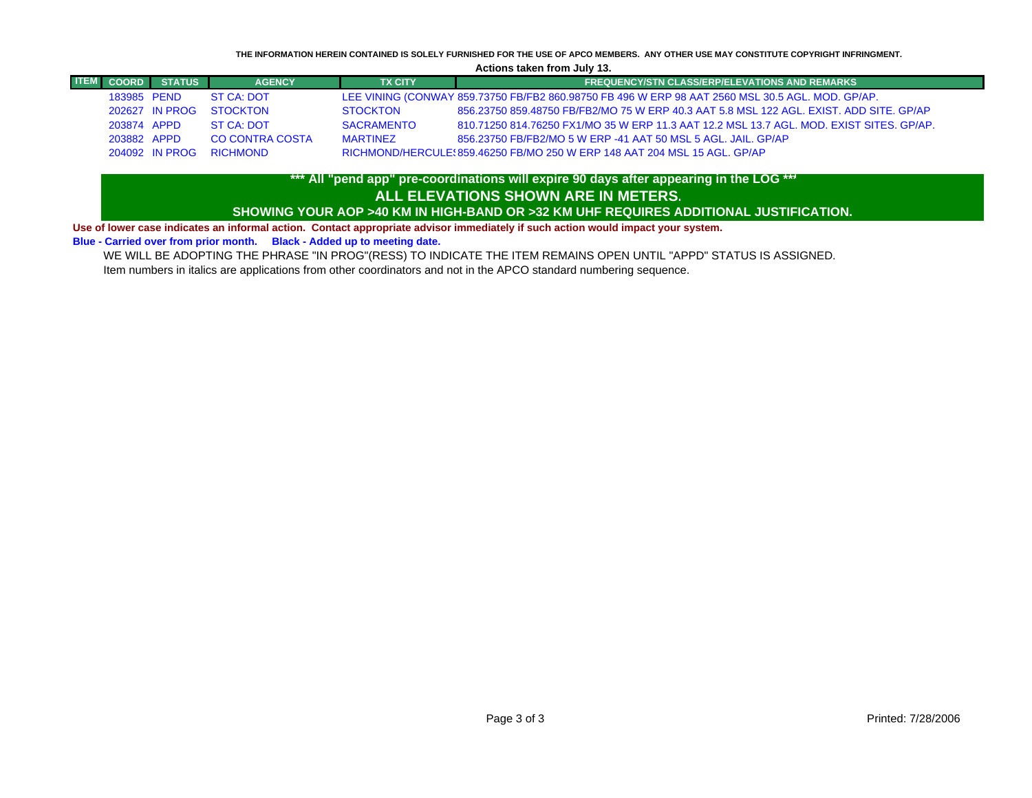THE INFORMATION HEREIN CONTAINED IS SOLELY FURNISHED FOR THE USE OF APCO MEMBERS. ANY OTHER USE MAY CONSTITUTE COPYRIGHT INFRINGMENT.

**Actions taken from July 13.**

| ITEM | COORD | STATUS | AGENCY | TX CITY | FREQUENCY/STN CLASS/ERP/ELEVATIONS AND REMARKS |
|---|---|---|---|---|---|
| | 183985 | PEND | ST CA: DOT | LEE VINING (CONWAY | 859.73750 FB/FB2 860.98750 FB 496 W ERP 98 AAT 2560 MSL 30.5 AGL. MOD. GP/AP. |
| | 202627 | IN PROG | STOCKTON | STOCKTON | 856.23750 859.48750 FB/FB2/MO 75 W ERP 40.3 AAT 5.8 MSL 122 AGL. EXIST. ADD SITE. GP/AP |
| | 203874 | APPD | ST CA: DOT | SACRAMENTO | 810.71250 814.76250 FX1/MO 35 W ERP 11.3 AAT 12.2 MSL 13.7 AGL. MOD. EXIST SITES. GP/AP. |
| | 203882 | APPD | CO CONTRA COSTA | MARTINEZ | 856.23750 FB/FB2/MO 5 W ERP -41 AAT 50 MSL 5 AGL. JAIL. GP/AP |
| | 204092 | IN PROG | RICHMOND | RICHMOND/HERCULES | 859.46250 FB/MO 250 W ERP 148 AAT 204 MSL 15 AGL. GP/AP |

**\*\*\* All "pend app" pre-coordinations will expire 90 days after appearing in the LOG \*\*\***

**ALL ELEVATIONS SHOWN ARE IN METERS.**

**SHOWING YOUR AOP >40 KM IN HIGH-BAND OR >32 KM UHF REQUIRES ADDITIONAL JUSTIFICATION.**

**Use of lower case indicates an informal action. Contact appropriate advisor immediately if such action would impact your system.**

**Blue - Carried over from prior month. Black - Added up to meeting date.**

WE WILL BE ADOPTING THE PHRASE "IN PROG"(RESS) TO INDICATE THE ITEM REMAINS OPEN UNTIL "APPD" STATUS IS ASSIGNED.

Item numbers in italics are applications from other coordinators and not in the APCO standard numbering sequence.

Printed: 7/28/2006